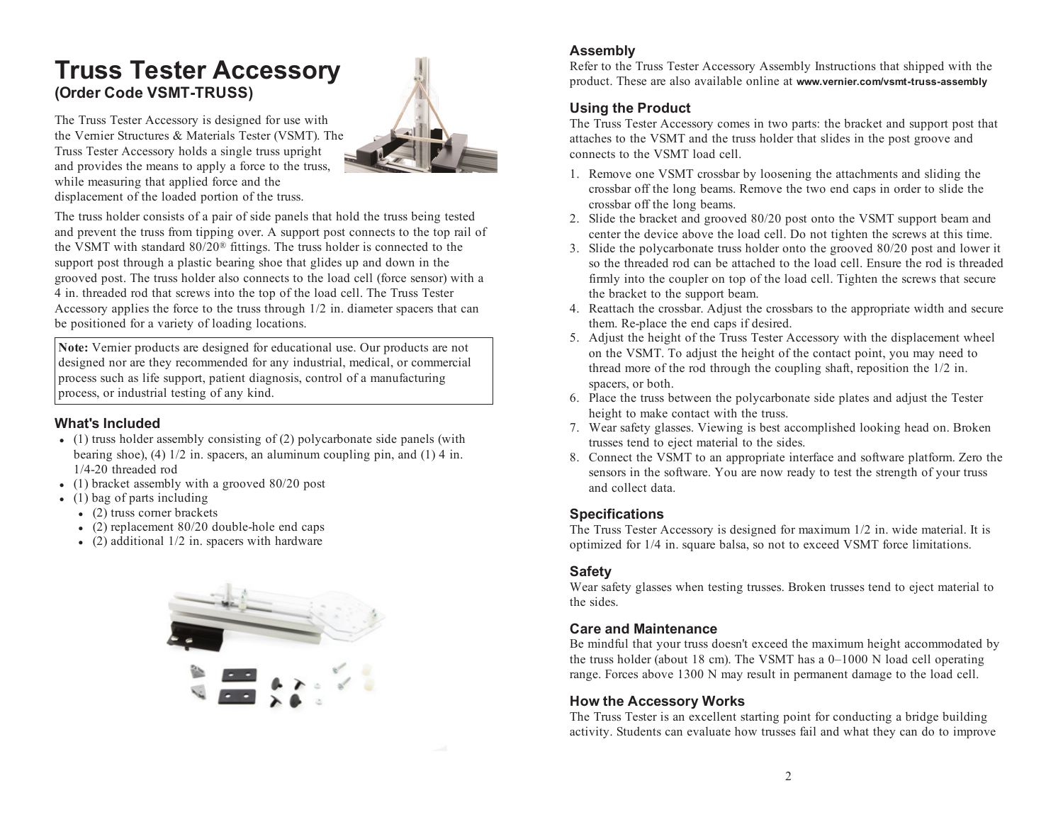# Truss Tester Accessory

## (Order Code VSMT-TRUSS)

The Truss Tester Accessory is designed for use with the Vernier Structures & Materials Tester (VSMT). The Truss Tester Accessory holds a single truss upright and provides the means to apply a force to the truss, while measuring that applied force and the displacement of the loaded portion of the truss.

The truss holder consists of a pair of side panels that hold the truss being tested and prevent the truss from tipping over. A support post connects to the top rail of the VSMT with standard 80/20® fittings. The truss holder is connected to the support post through a plastic bearing shoe that glides up and down in the grooved post. The truss holder also connects to the load cell (force sensor) with a 4 in. threaded rod that screws into the top of the load cell. The Truss Tester Accessory applies the force to the truss through 1/2 in. diameter spacers that can be positioned for a variety of loading locations.

> **Note:** Vernier products are designed for educational use. Our products are not designed nor are they recommended for any industrial, medical, or commercial process such as life support, patient diagnosis, control of a manufacturing process, or industrial testing of any kind.

### What's Included

- (1) truss holder assembly consisting of (2) polycarbonate side panels (with bearing shoe), (4) 1/2 in. spacers, an aluminum coupling pin, and (1) 4 in. 1/4-20 threaded rod
- (1) bracket assembly with a grooved 80/20 post
- (1) bag of parts including
  - (2) truss corner brackets
  - (2) replacement 80/20 double-hole end caps
  - (2) additional 1/2 in. spacers with hardware

### Assembly

Refer to the Truss Tester Accessory Assembly Instructions that shipped with the product. These are also available online at **www.vernier.com/vsmt-truss-assembly**

### Using the Product

The Truss Tester Accessory comes in two parts: the bracket and support post that attaches to the VSMT and the truss holder that slides in the post groove and connects to the VSMT load cell.

1. Remove one VSMT crossbar by loosening the attachments and sliding the crossbar off the long beams. Remove the two end caps in order to slide the crossbar off the long beams.
2. Slide the bracket and grooved 80/20 post onto the VSMT support beam and center the device above the load cell. Do not tighten the screws at this time.
3. Slide the polycarbonate truss holder onto the grooved 80/20 post and lower it so the threaded rod can be attached to the load cell. Ensure the rod is threaded firmly into the coupler on top of the load cell. Tighten the screws that secure the bracket to the support beam.
4. Reattach the crossbar. Adjust the crossbars to the appropriate width and secure them. Re-place the end caps if desired.
5. Adjust the height of the Truss Tester Accessory with the displacement wheel on the VSMT. To adjust the height of the contact point, you may need to thread more of the rod through the coupling shaft, reposition the 1/2 in. spacers, or both.
6. Place the truss between the polycarbonate side plates and adjust the Tester height to make contact with the truss.
7. Wear safety glasses. Viewing is best accomplished looking head on. Broken trusses tend to eject material to the sides.
8. Connect the VSMT to an appropriate interface and software platform. Zero the sensors in the software. You are now ready to test the strength of your truss and collect data.

### Specifications

The Truss Tester Accessory is designed for maximum 1/2 in. wide material. It is optimized for 1/4 in. square balsa, so not to exceed VSMT force limitations.

### Safety

Wear safety glasses when testing trusses. Broken trusses tend to eject material to the sides.

### Care and Maintenance

Be mindful that your truss doesn't exceed the maximum height accommodated by the truss holder (about 18 cm). The VSMT has a 0–1000 N load cell operating range. Forces above 1300 N may result in permanent damage to the load cell.

### How the Accessory Works

The Truss Tester is an excellent starting point for conducting a bridge building activity. Students can evaluate how trusses fail and what they can do to improve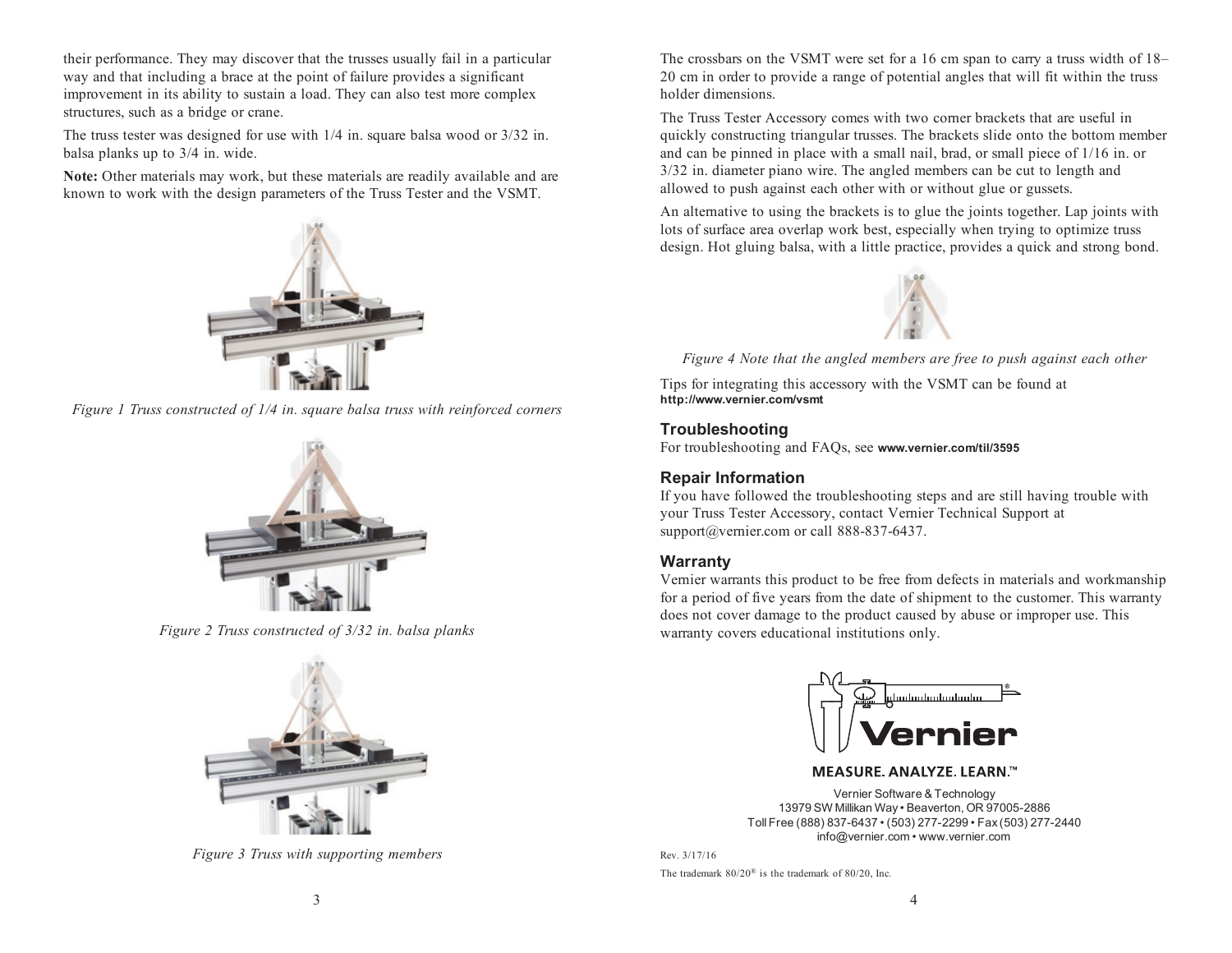their performance. They may discover that the trusses usually fail in a particular way and that including a brace at the point of failure provides a significant improvement in its ability to sustain a load. They can also test more complex structures, such as a bridge or crane.

The truss tester was designed for use with 1/4 in. square balsa wood or 3/32 in. balsa planks up to 3/4 in. wide.

**Note:** Other materials may work, but these materials are readily available and are known to work with the design parameters of the Truss Tester and the VSMT.

*Figure 1 Truss constructed of 1/4 in. square balsa truss with reinforced corners*

*Figure 2 Truss constructed of 3/32 in. balsa planks*

*Figure 3 Truss with supporting members*

The crossbars on the VSMT were set for a 16 cm span to carry a truss width of 18–20 cm in order to provide a range of potential angles that will fit within the truss holder dimensions.

The Truss Tester Accessory comes with two corner brackets that are useful in quickly constructing triangular trusses. The brackets slide onto the bottom member and can be pinned in place with a small nail, brad, or small piece of 1/16 in. or 3/32 in. diameter piano wire. The angled members can be cut to length and allowed to push against each other with or without glue or gussets.

An alternative to using the brackets is to glue the joints together. Lap joints with lots of surface area overlap work best, especially when trying to optimize truss design. Hot gluing balsa, with a little practice, provides a quick and strong bond.

*Figure 4 Note that the angled members are free to push against each other*

Tips for integrating this accessory with the VSMT can be found at **http://www.vernier.com/vsmt**

## Troubleshooting

For troubleshooting and FAQs, see **www.vernier.com/til/3595**

## Repair Information

If you have followed the troubleshooting steps and are still having trouble with your Truss Tester Accessory, contact Vernier Technical Support at support@vernier.com or call 888-837-6437.

## Warranty

Vernier warrants this product to be free from defects in materials and workmanship for a period of five years from the date of shipment to the customer. This warranty does not cover damage to the product caused by abuse or improper use. This warranty covers educational institutions only.

Vernier

MEASURE. ANALYZE. LEARN.™

Vernier Software & Technology
13979 SW Millikan Way • Beaverton, OR 97005-2886
Toll Free (888) 837-6437 • (503) 277-2299 • Fax (503) 277-2440
info@vernier.com • www.vernier.com

Rev. 3/17/16

The trademark 80/20® is the trademark of 80/20, Inc.